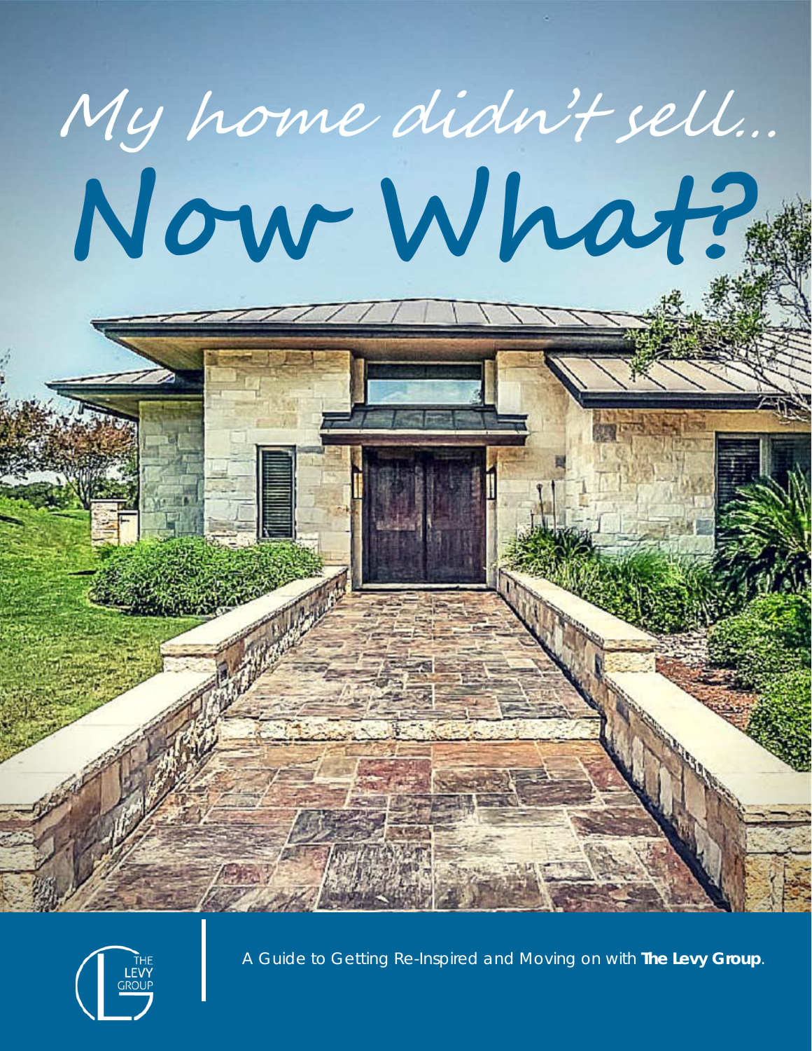# My home didn't sell...

# Now What?

THE LEVY GROUP

A Guide to Getting Re-Inspired and Moving on with **The Levy Group**.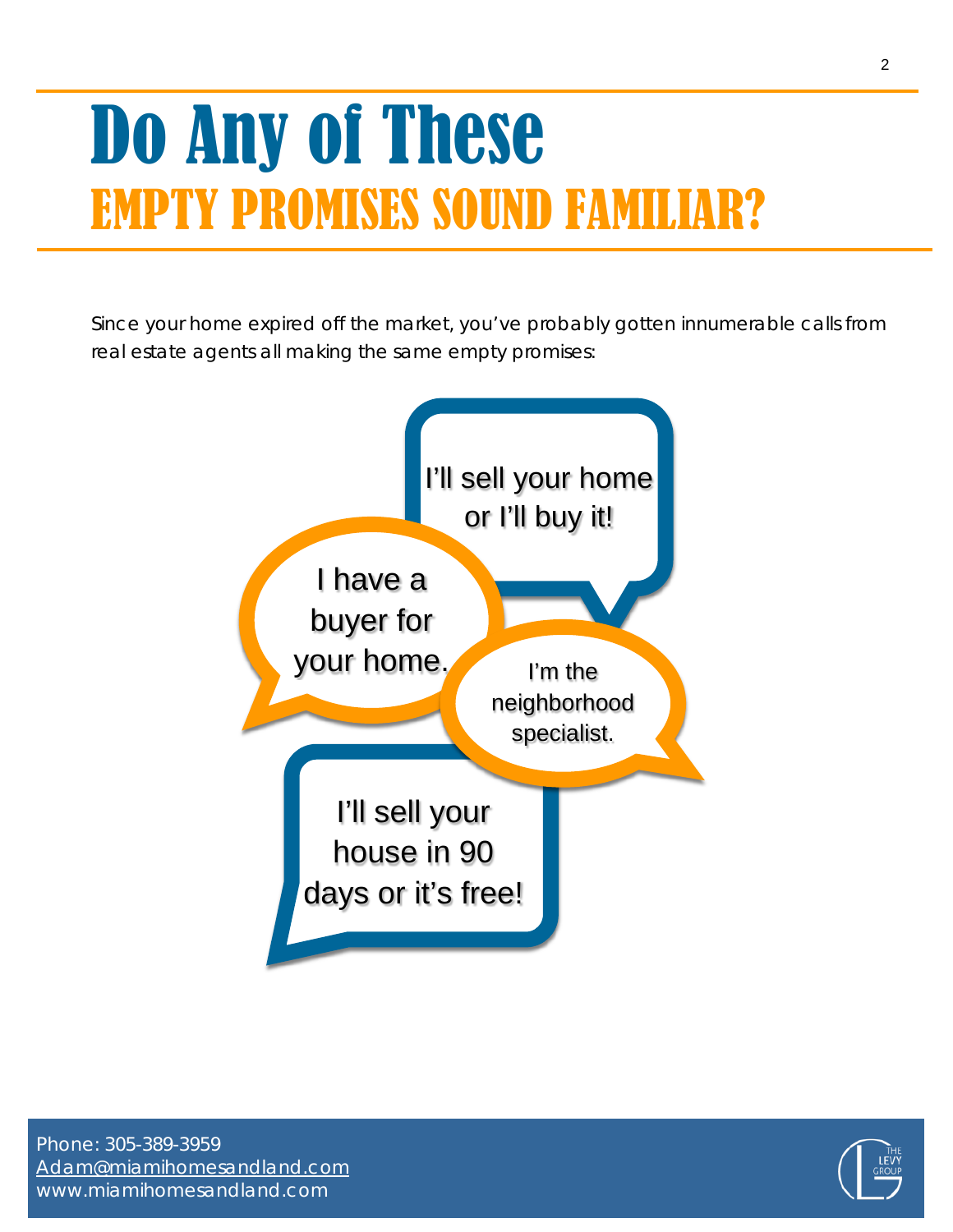# Do Any of These
## EMPTY PROMISES SOUND FAMILIAR?

Since your home expired off the market, you've probably gotten innumerable calls from real estate agents all making the same empty promises:

I'll sell your home or I'll buy it!

I have a buyer for your home.

I'm the neighborhood specialist.

I'll sell your house in 90 days or it's free!

Phone: 305-389-3959
Adam@miamihomesandland.com
www.miamihomesandland.com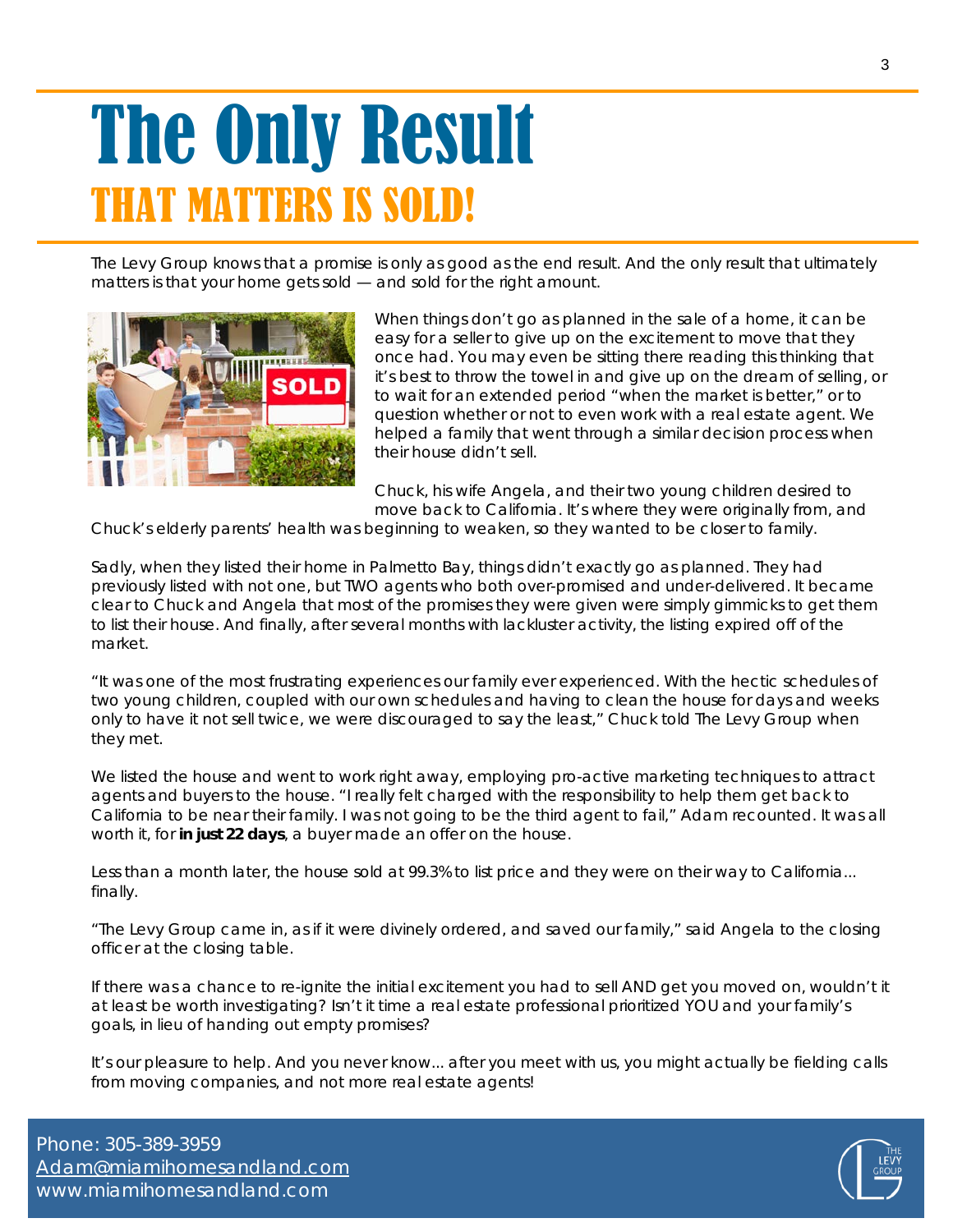# The Only Result
## THAT MATTERS IS SOLD!

The Levy Group knows that a promise is only as good as the end result. And the only result that ultimately matters is that your home gets sold — and sold for the right amount.

When things don't go as planned in the sale of a home, it can be easy for a seller to give up on the excitement to move that they once had. You may even be sitting there reading this thinking that it's best to throw the towel in and give up on the dream of selling, or to wait for an extended period "when the market is better," or to question whether or not to even work with a real estate agent. We helped a family that went through a similar decision process when their house didn't sell.

Chuck, his wife Angela, and their two young children desired to move back to California. It's where they were originally from, and Chuck's elderly parents' health was beginning to weaken, so they wanted to be closer to family.

Sadly, when they listed their home in Palmetto Bay, things didn't exactly go as planned. They had previously listed with not one, but TWO agents who both over-promised and under-delivered. It became clear to Chuck and Angela that most of the promises they were given were simply gimmicks to get them to list their house. And finally, after several months with lackluster activity, the listing expired off of the market.

"It was one of the most frustrating experiences our family ever experienced. With the hectic schedules of two young children, coupled with our own schedules and having to clean the house for days and weeks only to have it not sell twice, we were discouraged to say the least," Chuck told The Levy Group when they met.

We listed the house and went to work right away, employing pro-active marketing techniques to attract agents and buyers to the house. "I really felt charged with the responsibility to help them get back to California to be near their family. I was not going to be the third agent to fail," Adam recounted. It was all worth it, for **in just 22 days**, a buyer made an offer on the house.

Less than a month later, the house sold at 99.3% to list price and they were on their way to California... finally.

"The Levy Group came in, as if it were divinely ordered, and saved our family," said Angela to the closing officer at the closing table.

If there was a chance to re-ignite the initial excitement you had to sell AND get you moved on, wouldn't it at least be worth investigating? Isn't it time a real estate professional prioritized YOU and your family's goals, in lieu of handing out empty promises?

It's our pleasure to help. And you never know... after you meet with us, you might actually be fielding calls from moving companies, and not more real estate agents!

Phone: 305-389-3959
Adam@miamihomesandland.com
www.miamihomesandland.com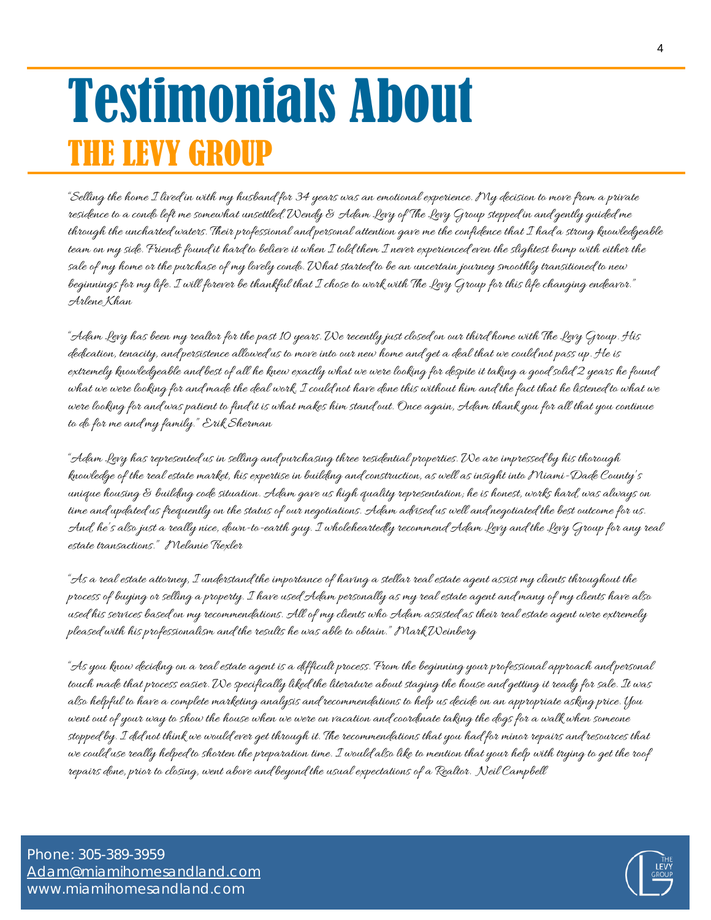# Testimonials About
## THE LEVY GROUP

"Selling the home I lived in with my husband for 34 years was an emotional experience. My decision to move from a private residence to a condo left me somewhat unsettled. Wendy & Adam Levy of The Levy Group stepped in and gently guided me through the uncharted waters. Their professional and personal attention gave me the confidence that I had a strong knowledgeable team on my side. Friends found it hard to believe it when I told them I never experienced even the slightest bump with either the sale of my home or the purchase of my lovely condo. What started to be an uncertain journey smoothly transitioned to new beginnings for my life. I will forever be thankful that I chose to work with The Levy Group for this life changing endeavor." Arlene Khan

"Adam Levy has been my realtor for the past 10 years. We recently just closed on our third home with The Levy Group. His dedication, tenacity, and persistence allowed us to move into our new home and get a deal that we could not pass up. He is extremely knowledgeable and best of all he knew exactly what we were looking for despite it taking a good solid 2 years he found what we were looking for and made the deal work. I could not have done this without him and the fact that he listened to what we were looking for and was patient to find it is what makes him stand out. Once again, Adam thank you for all that you continue to do for me and my family." Erik Sherman

"Adam Levy has represented us in selling and purchasing three residential properties. We are impressed by his thorough knowledge of the real estate market, his expertise in building and construction, as well as insight into Miami-Dade County's unique housing & building code situation. Adam gave us high quality representation; he is honest, works hard, was always on time and updated us frequently on the status of our negotiations. Adam advised us well and negotiated the best outcome for us. And, he's also just a really nice, down-to-earth guy. I wholeheartedly recommend Adam Levy and the Levy Group for any real estate transactions." Melanie Trexler

"As a real estate attorney, I understand the importance of having a stellar real estate agent assist my clients throughout the process of buying or selling a property. I have used Adam personally as my real estate agent and many of my clients have also used his services based on my recommendations. All of my clients who Adam assisted as their real estate agent were extremely pleased with his professionalism and the results he was able to obtain." Mark Weinberg

"As you know deciding on a real estate agent is a difficult process. From the beginning your professional approach and personal touch made that process easier. We specifically liked the literature about staging the house and getting it ready for sale. It was also helpful to have a complete marketing analysis and recommendations to help us decide on an appropriate asking price. You went out of your way to show the house when we were on vacation and coordinate taking the dogs for a walk when someone stopped by. I did not think we would ever get through it. The recommendations that you had for minor repairs and resources that we could use really helped to shorten the preparation time. I would also like to mention that your help with trying to get the roof repairs done, prior to closing, went above and beyond the usual expectations of a Realtor. Neil Campbell

Phone: 305-389-3959
Adam@miamihomesandland.com
www.miamihomesandland.com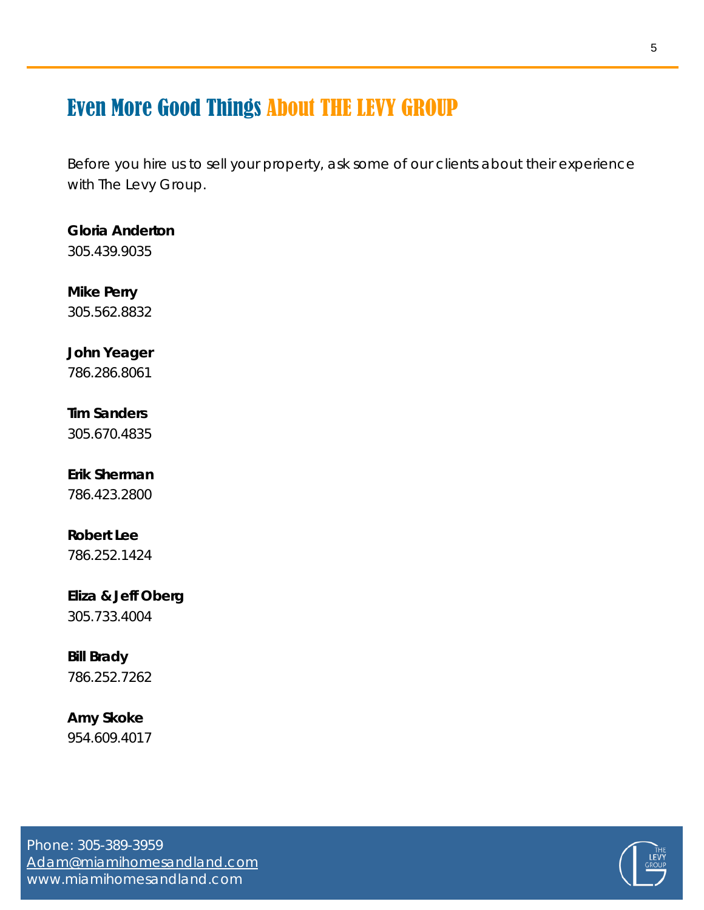# Even More Good Things About THE LEVY GROUP

Before you hire us to sell your property, ask some of our clients about their experience with The Levy Group.

**Gloria Anderton**
305.439.9035

**Mike Perry**
305.562.8832

**John Yeager**
786.286.8061

**Tim Sanders**
305.670.4835

**Erik Sherman**
786.423.2800

**Robert Lee**
786.252.1424

**Eliza & Jeff Oberg**
305.733.4004

**Bill Brady**
786.252.7262

**Amy Skoke**
954.609.4017

Phone: 305-389-3959
Adam@miamihomesandland.com
www.miamihomesandland.com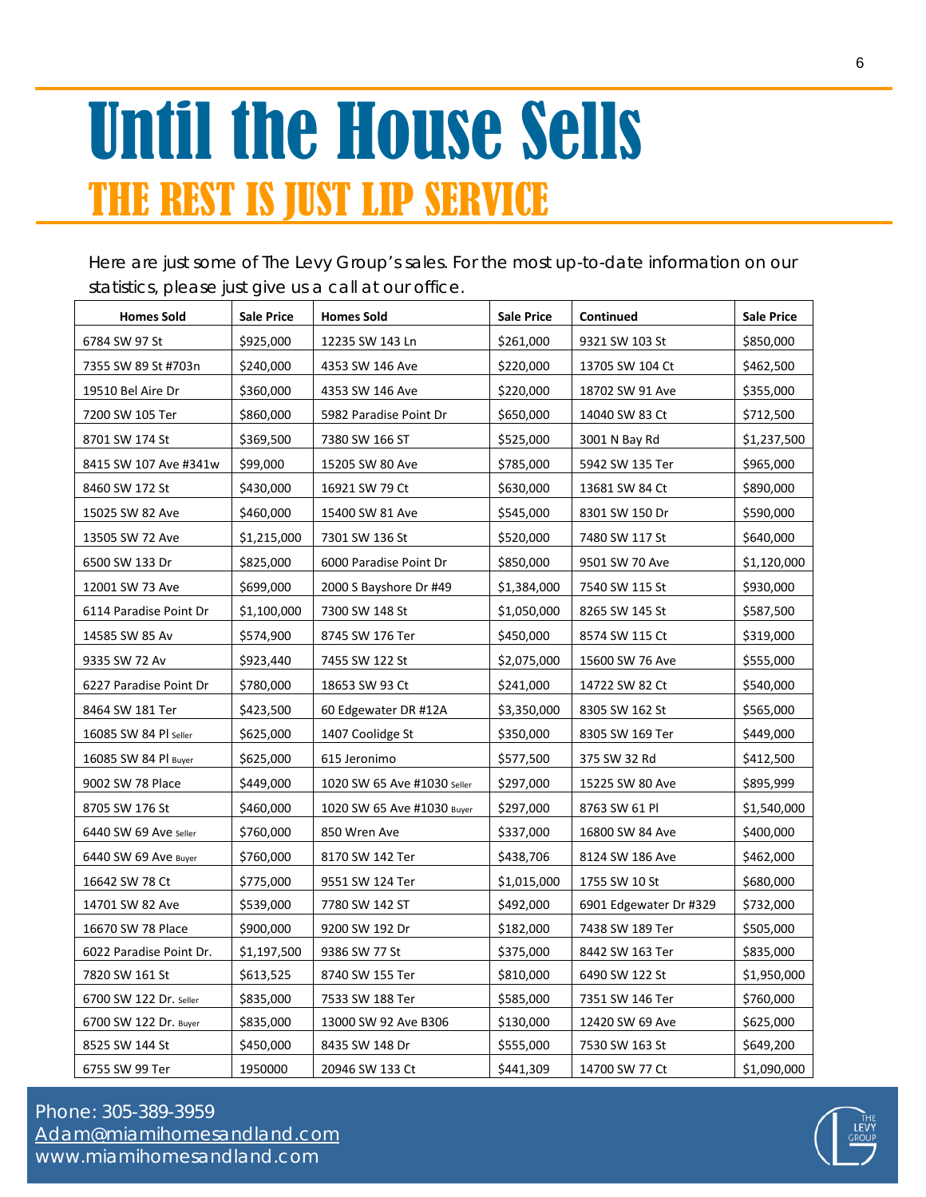# Until the House Sells

## THE REST IS JUST LIP SERVICE

Here are just some of The Levy Group's sales. For the most up-to-date information on our statistics, please just give us a call at our office.

| Homes Sold | Sale Price | Homes Sold | Sale Price | Continued | Sale Price |
|---|---|---|---|---|---|
| 6784 SW 97 St | $925,000 | 12235 SW 143 Ln | $261,000 | 9321 SW 103 St | $850,000 |
| 7355 SW 89 St #703n | $240,000 | 4353 SW 146 Ave | $220,000 | 13705 SW 104 Ct | $462,500 |
| 19510 Bel Aire Dr | $360,000 | 4353 SW 146 Ave | $220,000 | 18702 SW 91 Ave | $355,000 |
| 7200 SW 105 Ter | $860,000 | 5982 Paradise Point Dr | $650,000 | 14040 SW 83 Ct | $712,500 |
| 8701 SW 174 St | $369,500 | 7380 SW 166 ST | $525,000 | 3001 N Bay Rd | $1,237,500 |
| 8415 SW 107 Ave #341w | $99,000 | 15205 SW 80 Ave | $785,000 | 5942 SW 135 Ter | $965,000 |
| 8460 SW 172 St | $430,000 | 16921 SW 79 Ct | $630,000 | 13681 SW 84 Ct | $890,000 |
| 15025 SW 82 Ave | $460,000 | 15400 SW 81 Ave | $545,000 | 8301 SW 150 Dr | $590,000 |
| 13505 SW 72 Ave | $1,215,000 | 7301 SW 136 St | $520,000 | 7480 SW 117 St | $640,000 |
| 6500 SW 133 Dr | $825,000 | 6000 Paradise Point Dr | $850,000 | 9501 SW 70 Ave | $1,120,000 |
| 12001 SW 73 Ave | $699,000 | 2000 S Bayshore Dr #49 | $1,384,000 | 7540 SW 115 St | $930,000 |
| 6114 Paradise Point Dr | $1,100,000 | 7300 SW 148 St | $1,050,000 | 8265 SW 145 St | $587,500 |
| 14585 SW 85 Av | $574,900 | 8745 SW 176 Ter | $450,000 | 8574 SW 115 Ct | $319,000 |
| 9335 SW 72 Av | $923,440 | 7455 SW 122 St | $2,075,000 | 15600 SW 76 Ave | $555,000 |
| 6227 Paradise Point Dr | $780,000 | 18653 SW 93 Ct | $241,000 | 14722 SW 82 Ct | $540,000 |
| 8464 SW 181 Ter | $423,500 | 60 Edgewater DR #12A | $3,350,000 | 8305 SW 162 St | $565,000 |
| 16085 SW 84 Pl Seller | $625,000 | 1407 Coolidge St | $350,000 | 8305 SW 169 Ter | $449,000 |
| 16085 SW 84 Pl Buyer | $625,000 | 615 Jeronimo | $577,500 | 375 SW 32 Rd | $412,500 |
| 9002 SW 78 Place | $449,000 | 1020 SW 65 Ave #1030 Seller | $297,000 | 15225 SW 80 Ave | $895,999 |
| 8705 SW 176 St | $460,000 | 1020 SW 65 Ave #1030 Buyer | $297,000 | 8763 SW 61 Pl | $1,540,000 |
| 6440 SW 69 Ave Seller | $760,000 | 850 Wren Ave | $337,000 | 16800 SW 84 Ave | $400,000 |
| 6440 SW 69 Ave Buyer | $760,000 | 8170 SW 142 Ter | $438,706 | 8124 SW 186 Ave | $462,000 |
| 16642 SW 78 Ct | $775,000 | 9551 SW 124 Ter | $1,015,000 | 1755 SW 10 St | $680,000 |
| 14701 SW 82 Ave | $539,000 | 7780 SW 142 ST | $492,000 | 6901 Edgewater Dr #329 | $732,000 |
| 16670 SW 78 Place | $900,000 | 9200 SW 192 Dr | $182,000 | 7438 SW 189 Ter | $505,000 |
| 6022 Paradise Point Dr. | $1,197,500 | 9386 SW 77 St | $375,000 | 8442 SW 163 Ter | $835,000 |
| 7820 SW 161 St | $613,525 | 8740 SW 155 Ter | $810,000 | 6490 SW 122 St | $1,950,000 |
| 6700 SW 122 Dr. Seller | $835,000 | 7533 SW 188 Ter | $585,000 | 7351 SW 146 Ter | $760,000 |
| 6700 SW 122 Dr. Buyer | $835,000 | 13000 SW 92 Ave B306 | $130,000 | 12420 SW 69 Ave | $625,000 |
| 8525 SW 144 St | $450,000 | 8435 SW 148 Dr | $555,000 | 7530 SW 163 St | $649,200 |
| 6755 SW 99 Ter | 1950000 | 20946 SW 133 Ct | $441,309 | 14700 SW 77 Ct | $1,090,000 |

Phone: 305-389-3959
Adam@miamihomesandland.com
www.miamihomesandland.com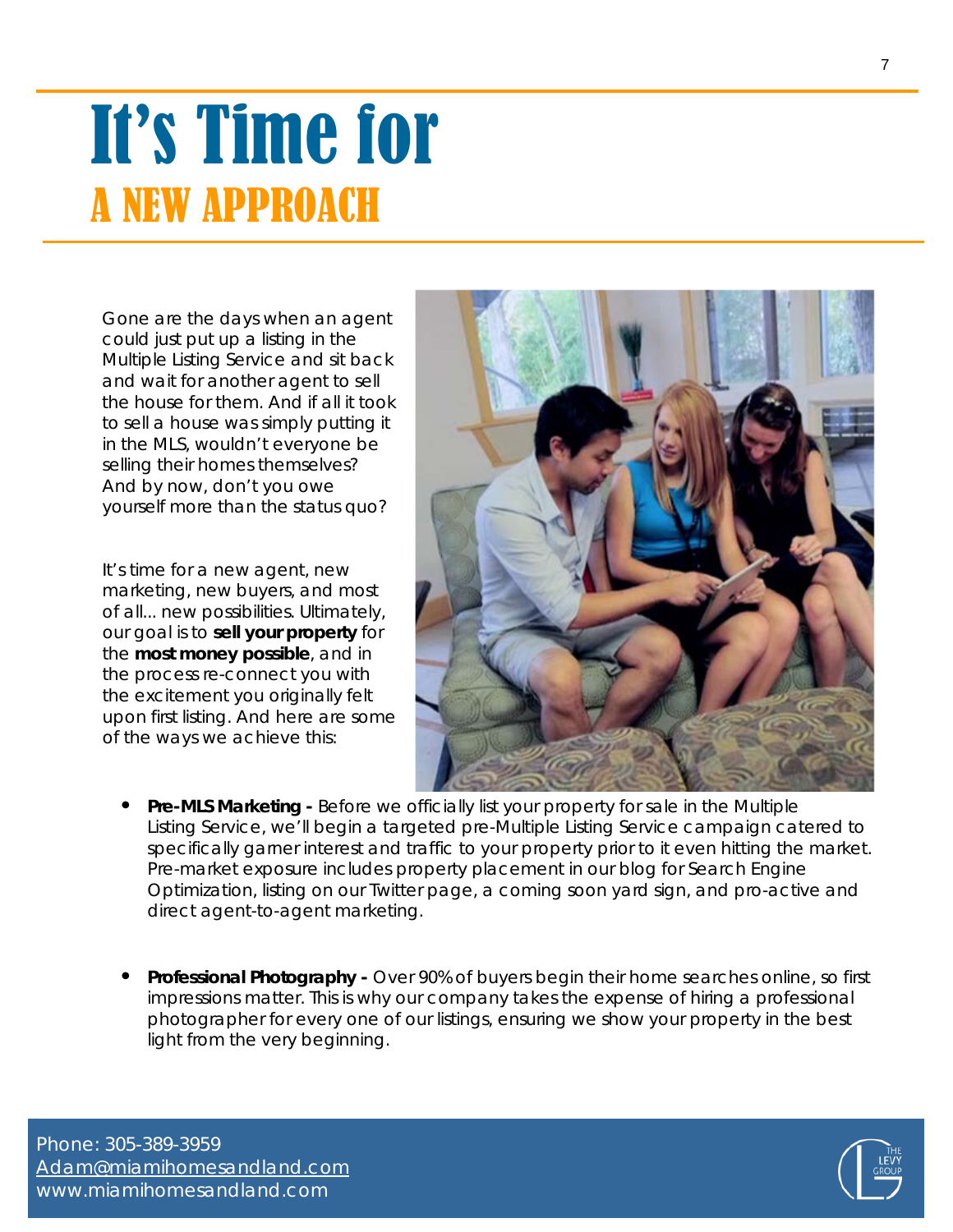# It's Time for
## A NEW APPROACH

Gone are the days when an agent could just put up a listing in the Multiple Listing Service and sit back and wait for another agent to sell the house for them. And if all it took to sell a house was simply putting it in the MLS, wouldn't everyone be selling their homes themselves? And by now, don't you owe yourself more than the status quo?

It's time for a new agent, new marketing, new buyers, and most of all... new possibilities. Ultimately, our goal is to **sell your property** for the **most money possible**, and in the process re-connect you with the excitement you originally felt upon first listing. And here are some of the ways we achieve this:

- **Pre-MLS Marketing -** Before we officially list your property for sale in the Multiple Listing Service, we'll begin a targeted pre-Multiple Listing Service campaign catered to specifically garner interest and traffic to your property prior to it even hitting the market. Pre-market exposure includes property placement in our blog for Search Engine Optimization, listing on our Twitter page, a coming soon yard sign, and pro-active and direct agent-to-agent marketing.

- **Professional Photography -** Over 90% of buyers begin their home searches online, so first impressions matter. This is why our company takes the expense of hiring a professional photographer for every one of our listings, ensuring we show your property in the best light from the very beginning.

Phone: 305-389-3959
Adam@miamihomesandland.com
www.miamihomesandland.com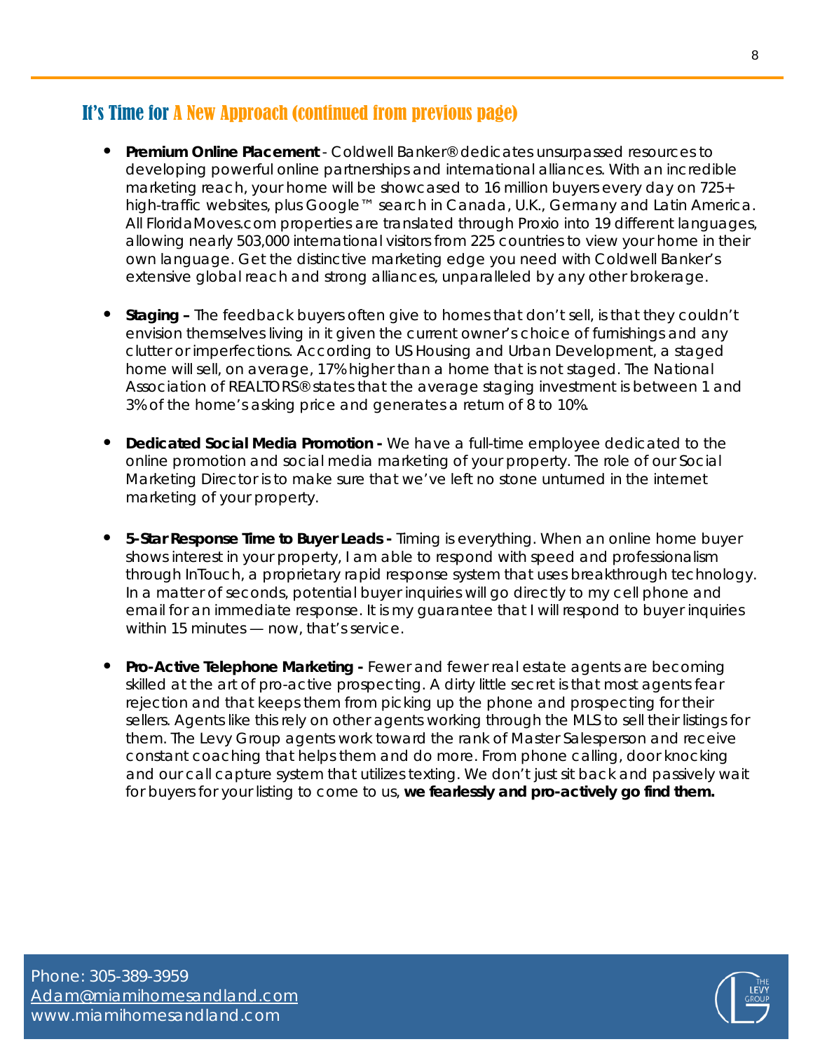## It's Time for A New Approach (continued from previous page)

- **Premium Online Placement** - Coldwell Banker® dedicates unsurpassed resources to developing powerful online partnerships and international alliances. With an incredible marketing reach, your home will be showcased to 16 million buyers every day on 725+ high-traffic websites, plus Google™ search in Canada, U.K., Germany and Latin America. All FloridaMoves.com properties are translated through Proxio into 19 different languages, allowing nearly 503,000 international visitors from 225 countries to view your home in their own language. Get the distinctive marketing edge you need with Coldwell Banker's extensive global reach and strong alliances, unparalleled by any other brokerage.

- **Staging –** The feedback buyers often give to homes that don't sell, is that they couldn't envision themselves living in it given the current owner's choice of furnishings and any clutter or imperfections. According to US Housing and Urban Development, a staged home will sell, on average, 17% higher than a home that is not staged. The National Association of REALTORS® states that the average staging investment is between 1 and 3% of the home's asking price and generates a return of 8 to 10%.

- **Dedicated Social Media Promotion -** We have a full-time employee dedicated to the online promotion and social media marketing of your property. The role of our Social Marketing Director is to make sure that we've left no stone unturned in the internet marketing of your property.

- **5-Star Response Time to Buyer Leads -** Timing is everything. When an online home buyer shows interest in your property, I am able to respond with speed and professionalism through InTouch, a proprietary rapid response system that uses breakthrough technology. In a matter of seconds, potential buyer inquiries will go directly to my cell phone and email for an immediate response. It is my guarantee that I will respond to buyer inquiries within 15 minutes — now, that's service.

- **Pro-Active Telephone Marketing -** Fewer and fewer real estate agents are becoming skilled at the art of pro-active prospecting. A dirty little secret is that most agents fear rejection and that keeps them from picking up the phone and prospecting for their sellers. Agents like this rely on other agents working through the MLS to sell their listings for them. The Levy Group agents work toward the rank of Master Salesperson and receive constant coaching that helps them and do more. From phone calling, door knocking and our call capture system that utilizes texting. We don't just sit back and passively wait for buyers for your listing to come to us, **we fearlessly and pro-actively go find them.**

Phone: 305-389-3959
Adam@miamihomesandland.com
www.miamihomesandland.com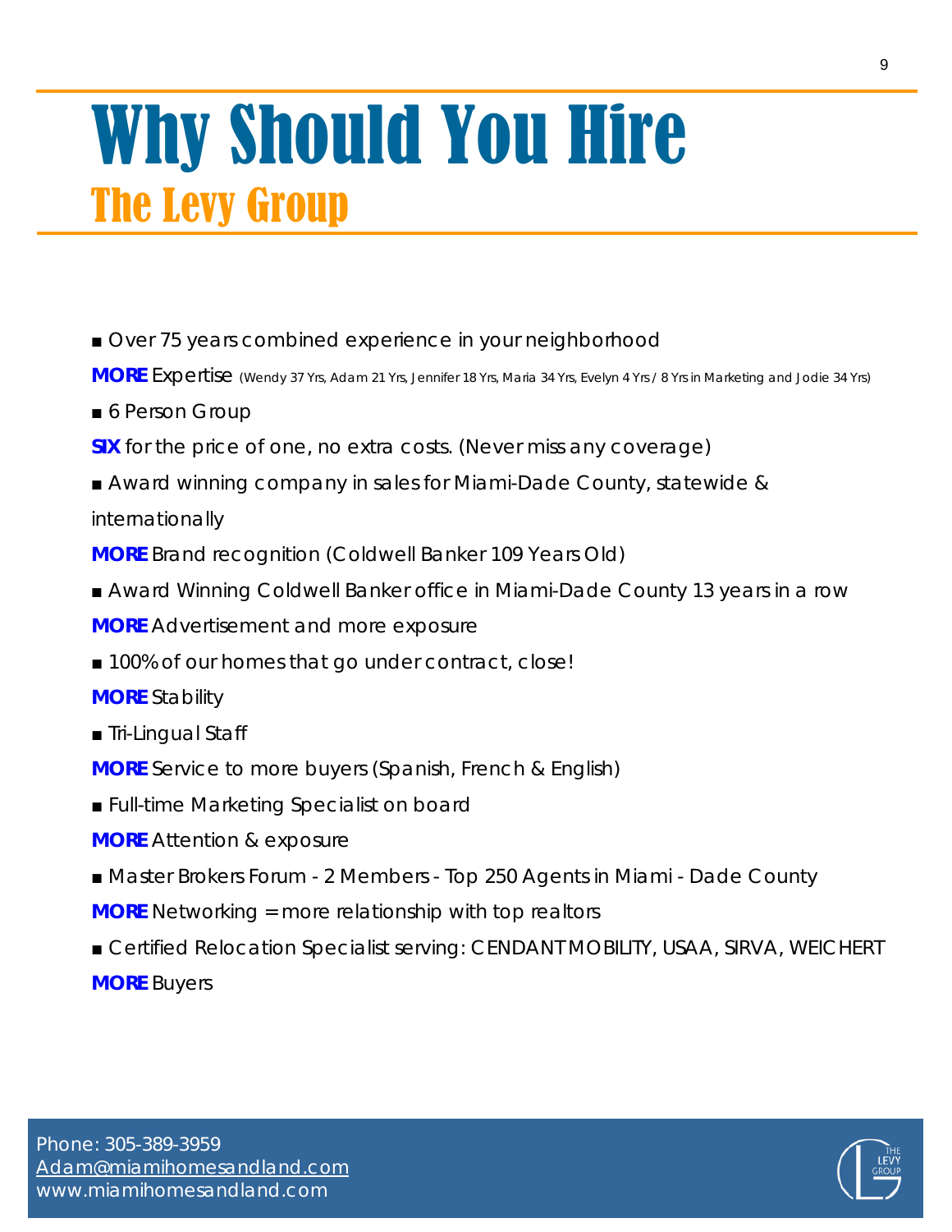# Why Should You Hire
## The Levy Group

■ Over 75 years combined experience in your neighborhood

**MORE** Expertise (Wendy 37 Yrs, Adam 21 Yrs, Jennifer 18 Yrs, Maria 34 Yrs, Evelyn 4 Yrs / 8 Yrs in Marketing and Jodie 34 Yrs)

■ 6 Person Group

**SIX** for the price of one, no extra costs. (Never miss any coverage)

■ Award winning company in sales for Miami-Dade County, statewide & internationally

**MORE** Brand recognition (Coldwell Banker 109 Years Old)

■ Award Winning Coldwell Banker office in Miami-Dade County 13 years in a row

**MORE** Advertisement and more exposure

■ 100% of our homes that go under contract, close!

**MORE** Stability

■ Tri-Lingual Staff

**MORE** Service to more buyers (Spanish, French & English)

■ Full-time Marketing Specialist on board

**MORE** Attention & exposure

■ Master Brokers Forum - 2 Members - Top 250 Agents in Miami - Dade County

**MORE** Networking = more relationship with top realtors

■ Certified Relocation Specialist serving: CENDANT MOBILITY, USAA, SIRVA, WEICHERT

**MORE** Buyers

Phone: 305-389-3959
Adam@miamihomesandland.com
www.miamihomesandland.com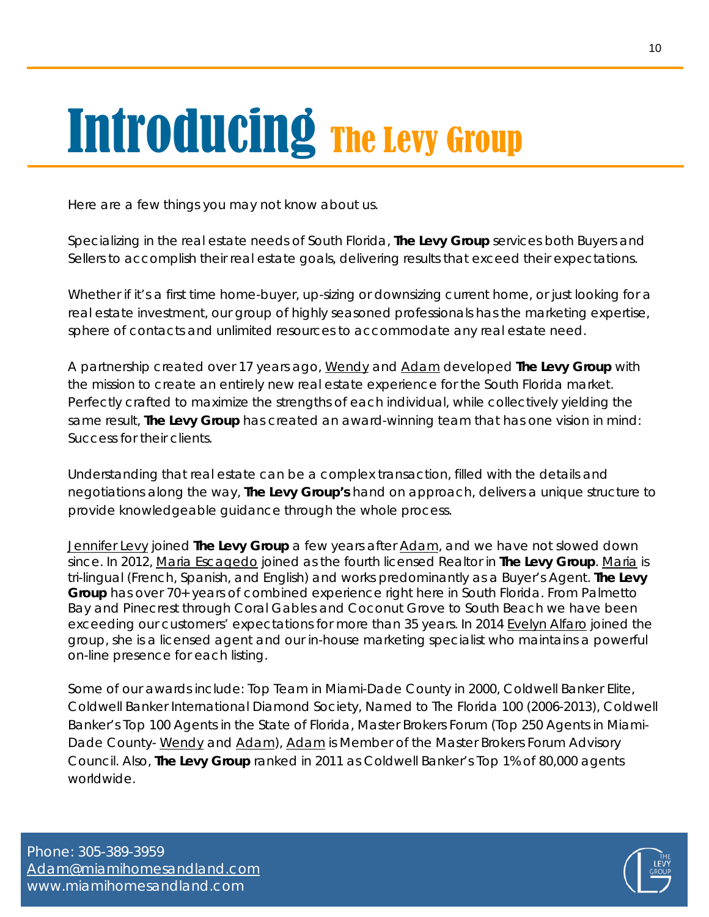# Introducing The Levy Group

Here are a few things you may not know about us.

Specializing in the real estate needs of South Florida, **The Levy Group** services both Buyers and Sellers to accomplish their real estate goals, delivering results that exceed their expectations.

Whether if it's a first time home-buyer, up-sizing or downsizing current home, or just looking for a real estate investment, our group of highly seasoned professionals has the marketing expertise, sphere of contacts and unlimited resources to accommodate any real estate need.

A partnership created over 17 years ago, Wendy and Adam developed **The Levy Group** with the mission to create an entirely new real estate experience for the South Florida market. Perfectly crafted to maximize the strengths of each individual, while collectively yielding the same result, **The Levy Group** has created an award-winning team that has one vision in mind: Success for their clients.

Understanding that real estate can be a complex transaction, filled with the details and negotiations along the way, **The Levy Group's** hand on approach, delivers a unique structure to provide knowledgeable guidance through the whole process.

Jennifer Levy joined **The Levy Group** a few years after Adam, and we have not slowed down since. In 2012, Maria Escagedo joined as the fourth licensed Realtor in **The Levy Group**. Maria is tri-lingual (French, Spanish, and English) and works predominantly as a Buyer's Agent. **The Levy Group** has over 70+ years of combined experience right here in South Florida. From Palmetto Bay and Pinecrest through Coral Gables and Coconut Grove to South Beach we have been exceeding our customers' expectations for more than 35 years. In 2014 Evelyn Alfaro joined the group, she is a licensed agent and our in-house marketing specialist who maintains a powerful on-line presence for each listing.

Some of our awards include: Top Team in Miami-Dade County in 2000, Coldwell Banker Elite, Coldwell Banker International Diamond Society, Named to The Florida 100 (2006-2013), Coldwell Banker's Top 100 Agents in the State of Florida, Master Brokers Forum (Top 250 Agents in Miami-Dade County- Wendy and Adam), Adam is Member of the Master Brokers Forum Advisory Council. Also, **The Levy Group** ranked in 2011 as Coldwell Banker's Top 1% of 80,000 agents worldwide.

Phone: 305-389-3959
Adam@miamihomesandland.com
www.miamihomesandland.com